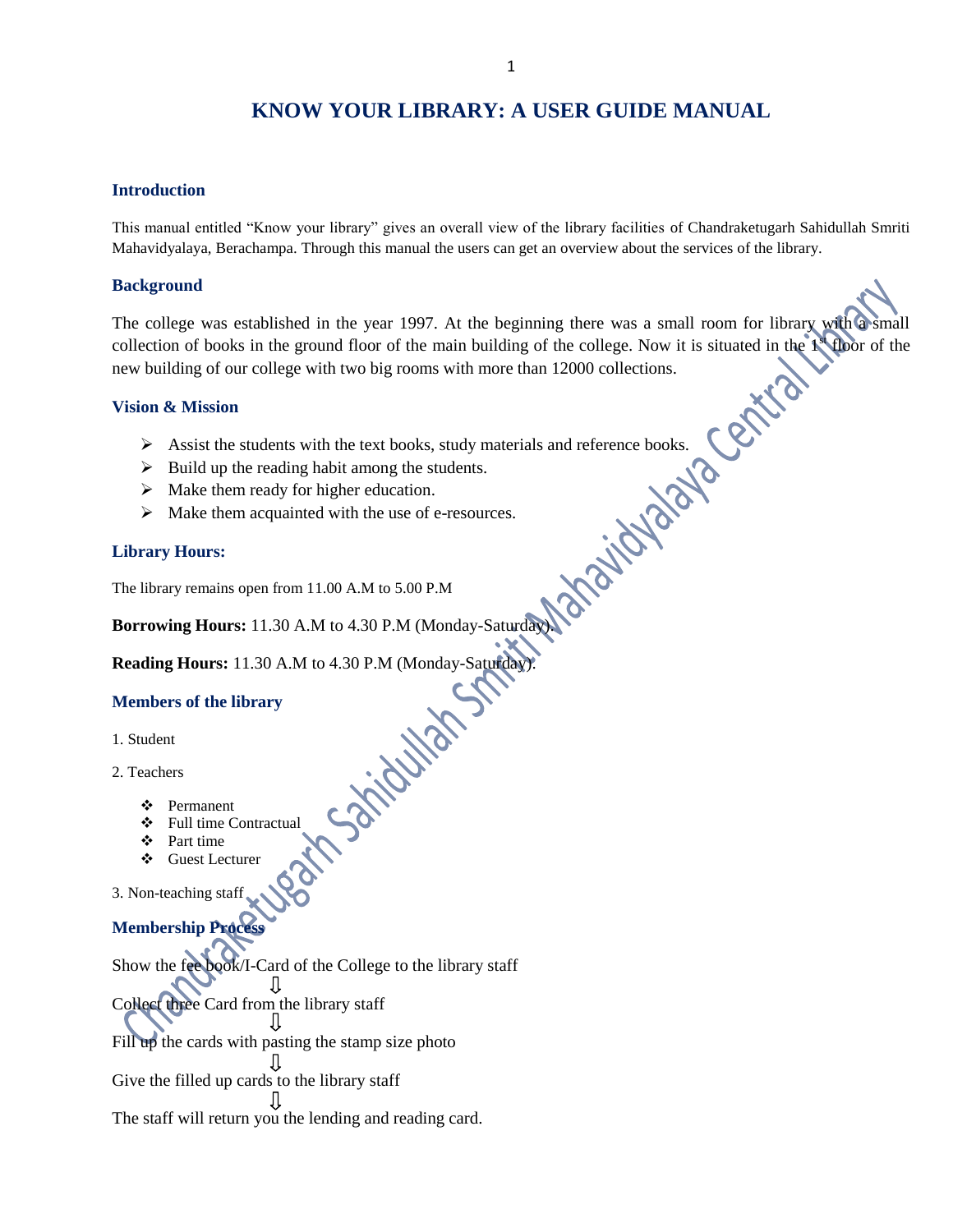# KNOW YOUR LIBRARY: A USER GUIDE MANUAL

## Introduction

This manual entitled "Know your library" gives an overall view of the library facilities of Chandraketugarh Sahidullah Smriti Mahavidyalaya, Berachampa. Through this manual the users can get an overview about the services of the library.

## Background

The college was established in the year 1997. At the beginning there was a small room for library with a small collection of books in the ground floor of the main building of the college. Now it is situated in the 1st floor of the new building of our college with two big rooms with more than 12000 collections.

## Vision & Mission

- Assist the students with the text books, study materials and reference books.
- Build up the reading habit among the students.
- Make them ready for higher education.
- Make them acquainted with the use of e-resources.

## Library Hours:

The library remains open from 11.00 A.M to 5.00 P.M

**Borrowing Hours:** 11.30 A.M to 4.30 P.M (Monday-Saturday).

**Reading Hours:** 11.30 A.M to 4.30 P.M (Monday-Saturday).

## Members of the library

1. Student

2. Teachers

   - Permanent
   - Full time Contractual
   - Part time
   - Guest Lecturer

3. Non-teaching staff

## Membership Process

Show the fee book/I-Card of the College to the library staff

⇩

Collect three Card from the library staff

⇩

Fill up the cards with pasting the stamp size photo

⇩

Give the filled up cards to the library staff

⇩

The staff will return you the lending and reading card.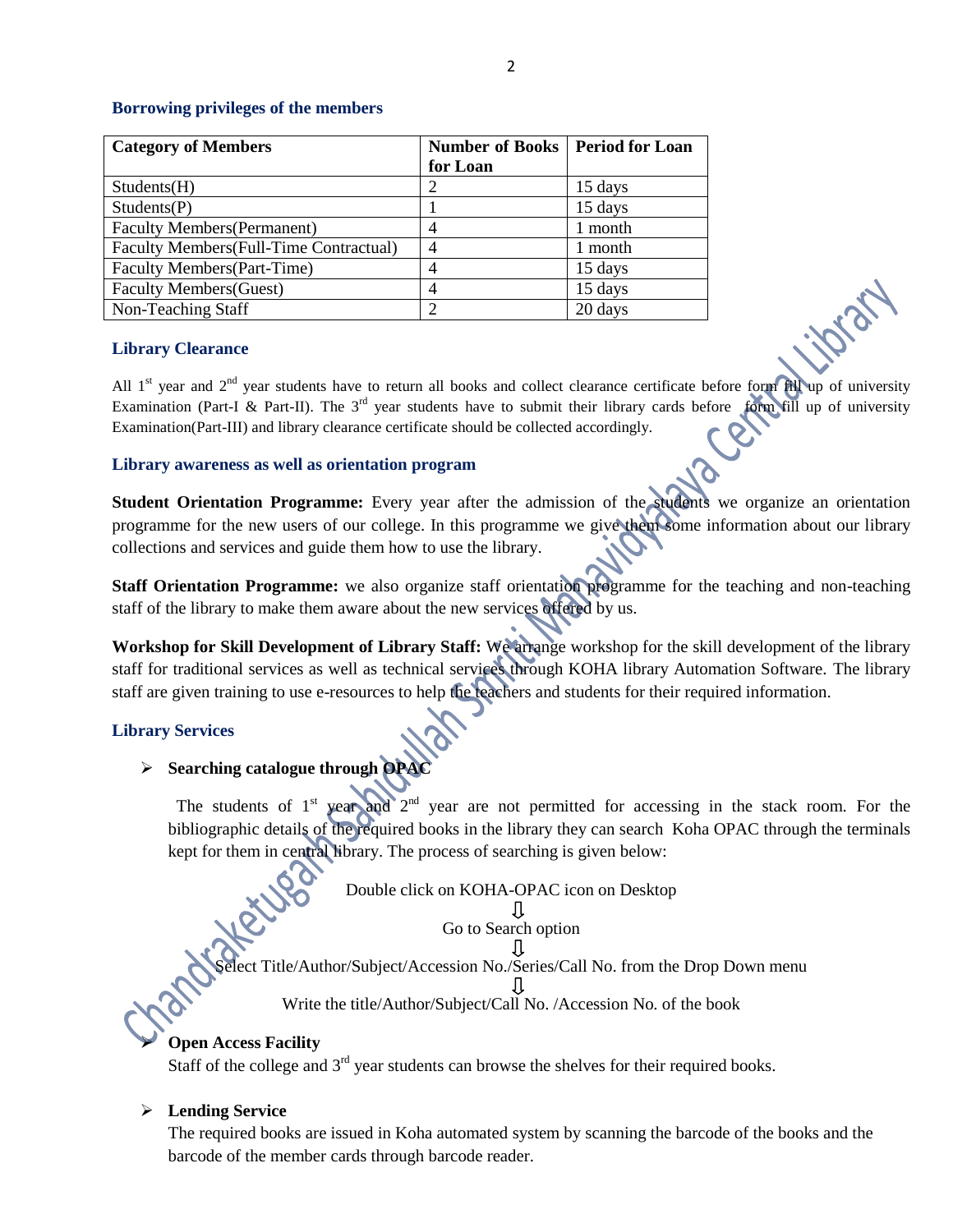### Borrowing privileges of the members

| Category of Members | Number of Books for Loan | Period for Loan |
|---|---|---|
| Students(H) | 2 | 15 days |
| Students(P) | 1 | 15 days |
| Faculty Members(Permanent) | 4 | 1 month |
| Faculty Members(Full-Time Contractual) | 4 | 1 month |
| Faculty Members(Part-Time) | 4 | 15 days |
| Faculty Members(Guest) | 4 | 15 days |
| Non-Teaching Staff | 2 | 20 days |

### Library Clearance

All 1st year and 2nd year students have to return all books and collect clearance certificate before form fill up of university Examination (Part-I & Part-II). The 3rd year students have to submit their library cards before form fill up of university Examination(Part-III) and library clearance certificate should be collected accordingly.

### Library awareness as well as orientation program

**Student Orientation Programme:** Every year after the admission of the students we organize an orientation programme for the new users of our college. In this programme we give them some information about our library collections and services and guide them how to use the library.

**Staff Orientation Programme:** we also organize staff orientation programme for the teaching and non-teaching staff of the library to make them aware about the new services offered by us.

**Workshop for Skill Development of Library Staff:** We arrange workshop for the skill development of the library staff for traditional services as well as technical services through KOHA library Automation Software. The library staff are given training to use e-resources to help the teachers and students for their required information.

### Library Services

- **Searching catalogue through OPAC**

  The students of 1st year and 2nd year are not permitted for accessing in the stack room. For the bibliographic details of the required books in the library they can search Koha OPAC through the terminals kept for them in central library. The process of searching is given below:

  Double click on KOHA-OPAC icon on Desktop
  ⇩
  Go to Search option
  ⇩
  Select Title/Author/Subject/Accession No./Series/Call No. from the Drop Down menu
  ⇩
  Write the title/Author/Subject/Call No. /Accession No. of the book

- **Open Access Facility**

  Staff of the college and 3rd year students can browse the shelves for their required books.

- **Lending Service**

  The required books are issued in Koha automated system by scanning the barcode of the books and the barcode of the member cards through barcode reader.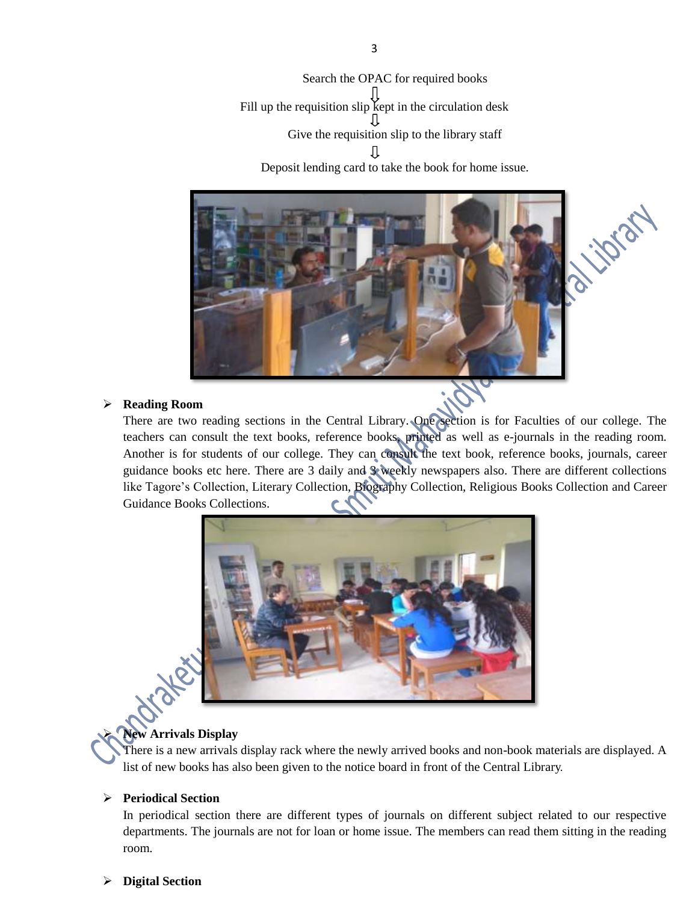Search the OPAC for required books

⇩

Fill up the requisition slip kept in the circulation desk

⇩

Give the requisition slip to the library staff

⇩

Deposit lending card to take the book for home issue.

- **Reading Room**

  There are two reading sections in the Central Library. One section is for Faculties of our college. The teachers can consult the text books, reference books, printed as well as e-journals in the reading room. Another is for students of our college. They can consult the text book, reference books, journals, career guidance books etc here. There are 3 daily and 3 weekly newspapers also. There are different collections like Tagore's Collection, Literary Collection, Biography Collection, Religious Books Collection and Career Guidance Books Collections.

- **New Arrivals Display**

  There is a new arrivals display rack where the newly arrived books and non-book materials are displayed. A list of new books has also been given to the notice board in front of the Central Library.

- **Periodical Section**

  In periodical section there are different types of journals on different subject related to our respective departments. The journals are not for loan or home issue. The members can read them sitting in the reading room.

- **Digital Section**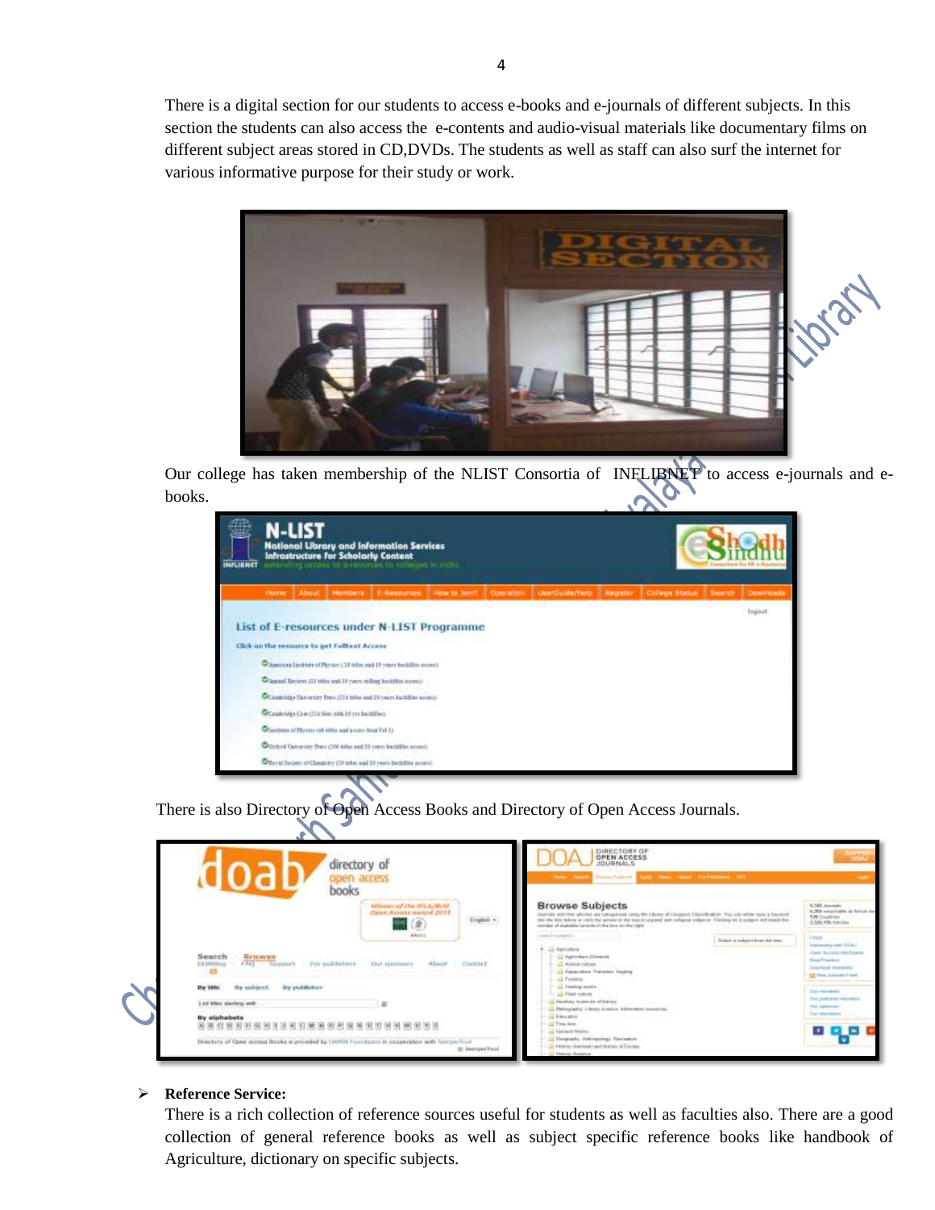There is a digital section for our students to access e-books and e-journals of different subjects. In this section the students can also access the e-contents and audio-visual materials like documentary films on different subject areas stored in CD,DVDs. The students as well as staff can also surf the internet for various informative purpose for their study or work.

Our college has taken membership of the NLIST Consortia of INFLIBNET to access e-journals and e-books.

There is also Directory of Open Access Books and Directory of Open Access Journals.

- **Reference Service:**
  There is a rich collection of reference sources useful for students as well as faculties also. There are a good collection of general reference books as well as subject specific reference books like handbook of Agriculture, dictionary on specific subjects.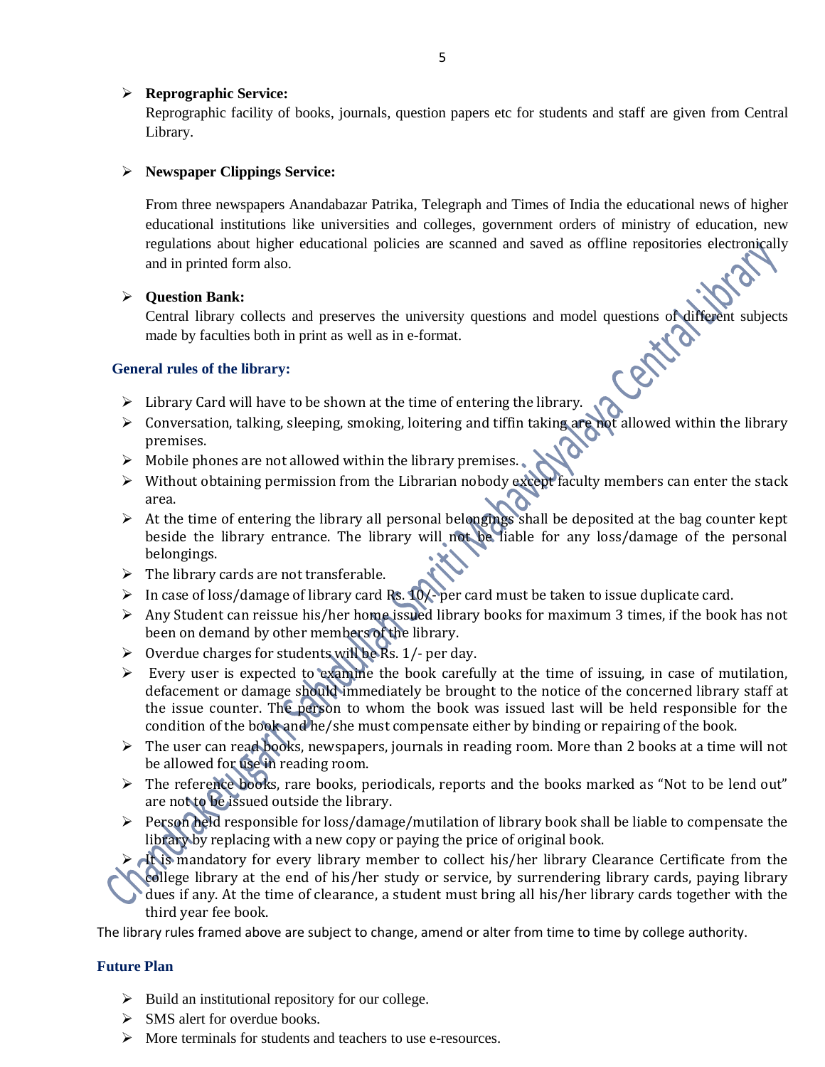- **Reprographic Service:**
  Reprographic facility of books, journals, question papers etc for students and staff are given from Central Library.

- **Newspaper Clippings Service:**

  From three newspapers Anandabazar Patrika, Telegraph and Times of India the educational news of higher educational institutions like universities and colleges, government orders of ministry of education, new regulations about higher educational policies are scanned and saved as offline repositories electronically and in printed form also.

- **Question Bank:**
  Central library collects and preserves the university questions and model questions of different subjects made by faculties both in print as well as in e-format.

## General rules of the library:

- Library Card will have to be shown at the time of entering the library.
- Conversation, talking, sleeping, smoking, loitering and tiffin taking are not allowed within the library premises.
- Mobile phones are not allowed within the library premises.
- Without obtaining permission from the Librarian nobody except faculty members can enter the stack area.
- At the time of entering the library all personal belongings shall be deposited at the bag counter kept beside the library entrance. The library will not be liable for any loss/damage of the personal belongings.
- The library cards are not transferable.
- In case of loss/damage of library card Rs. 10/- per card must be taken to issue duplicate card.
- Any Student can reissue his/her home issued library books for maximum 3 times, if the book has not been on demand by other members of the library.
- Overdue charges for students will be Rs. 1/- per day.
- Every user is expected to examine the book carefully at the time of issuing, in case of mutilation, defacement or damage should immediately be brought to the notice of the concerned library staff at the issue counter. The person to whom the book was issued last will be held responsible for the condition of the book and he/she must compensate either by binding or repairing of the book.
- The user can read books, newspapers, journals in reading room. More than 2 books at a time will not be allowed for use in reading room.
- The reference books, rare books, periodicals, reports and the books marked as "Not to be lend out" are not to be issued outside the library.
- Person held responsible for loss/damage/mutilation of library book shall be liable to compensate the library by replacing with a new copy or paying the price of original book.
- It is mandatory for every library member to collect his/her library Clearance Certificate from the college library at the end of his/her study or service, by surrendering library cards, paying library dues if any. At the time of clearance, a student must bring all his/her library cards together with the third year fee book.

The library rules framed above are subject to change, amend or alter from time to time by college authority.

## Future Plan

- Build an institutional repository for our college.
- SMS alert for overdue books.
- More terminals for students and teachers to use e-resources.